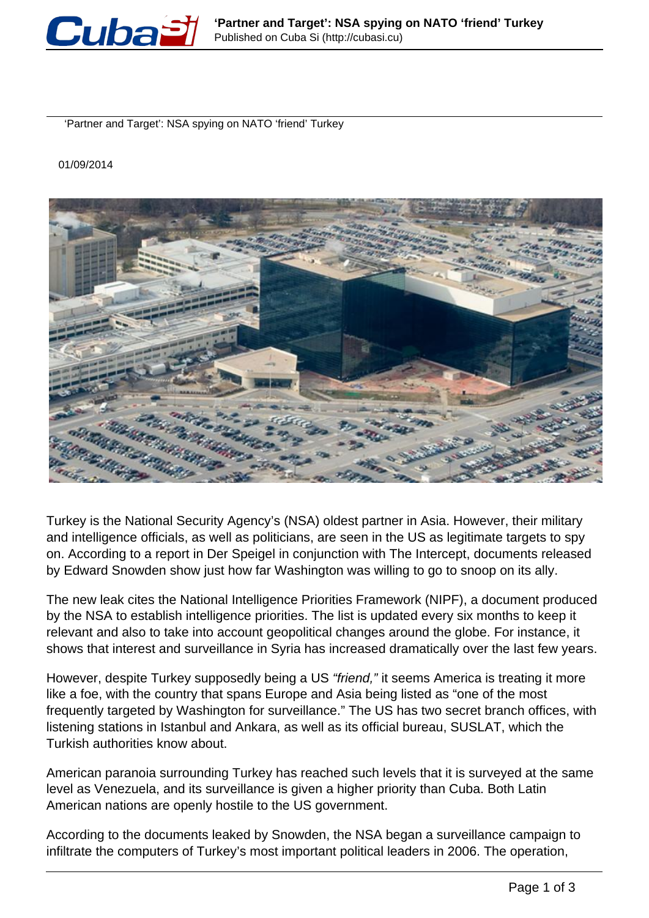# 'Partner and Target': NSA spying on NATO 'friend' Turkey

01/09/2014

Turkey is the National Security Agency's (NSA) oldest partner in Asia. However, their military and intelligence officials, as well as politicians, are seen in the US as legitimate targets to spy on. According to a report in Der Speigel in conjunction with The Intercept, documents released by Edward Snowden show just how far Washington was willing to go to snoop on its ally.

The new leak cites the National Intelligence Priorities Framework (NIPF), a document produced by the NSA to establish intelligence priorities. The list is updated every six months to keep it relevant and also to take into account geopolitical changes around the globe. For instance, it shows that interest and surveillance in Syria has increased dramatically over the last few years.

However, despite Turkey supposedly being a US *"friend,"* it seems America is treating it more like a foe, with the country that spans Europe and Asia being listed as "one of the most frequently targeted by Washington for surveillance." The US has two secret branch offices, with listening stations in Istanbul and Ankara, as well as its official bureau, SUSLAT, which the Turkish authorities know about.

American paranoia surrounding Turkey has reached such levels that it is surveyed at the same level as Venezuela, and its surveillance is given a higher priority than Cuba. Both Latin American nations are openly hostile to the US government.

According to the documents leaked by Snowden, the NSA began a surveillance campaign to infiltrate the computers of Turkey's most important political leaders in 2006. The operation,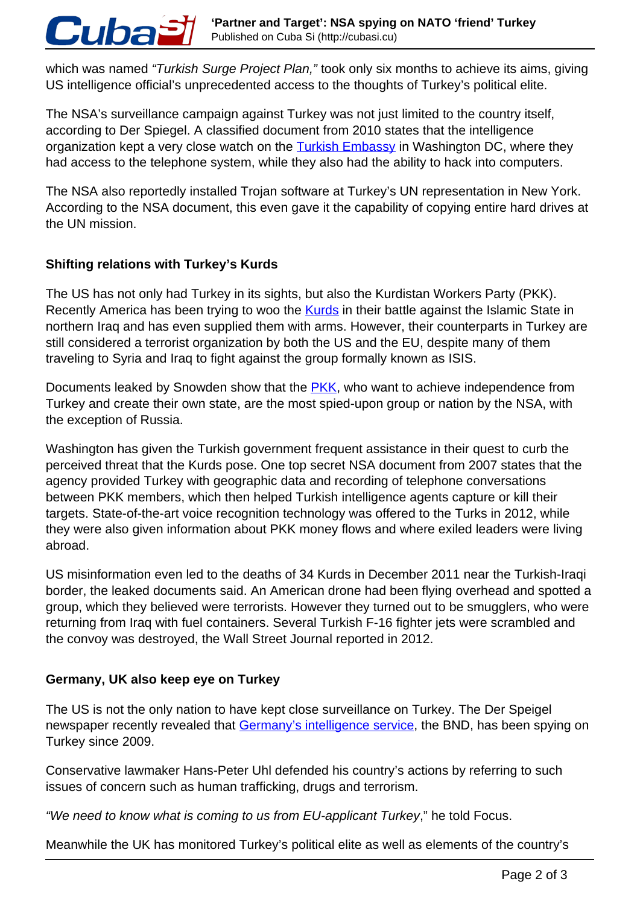which was named *"Turkish Surge Project Plan,"* took only six months to achieve its aims, giving US intelligence official's unprecedented access to the thoughts of Turkey's political elite.

The NSA's surveillance campaign against Turkey was not just limited to the country itself, according to Der Spiegel. A classified document from 2010 states that the intelligence organization kept a very close watch on the Turkish Embassy in Washington DC, where they had access to the telephone system, while they also had the ability to hack into computers.

The NSA also reportedly installed Trojan software at Turkey's UN representation in New York. According to the NSA document, this even gave it the capability of copying entire hard drives at the UN mission.

### Shifting relations with Turkey's Kurds

The US has not only had Turkey in its sights, but also the Kurdistan Workers Party (PKK). Recently America has been trying to woo the Kurds in their battle against the Islamic State in northern Iraq and has even supplied them with arms. However, their counterparts in Turkey are still considered a terrorist organization by both the US and the EU, despite many of them traveling to Syria and Iraq to fight against the group formally known as ISIS.

Documents leaked by Snowden show that the PKK, who want to achieve independence from Turkey and create their own state, are the most spied-upon group or nation by the NSA, with the exception of Russia.

Washington has given the Turkish government frequent assistance in their quest to curb the perceived threat that the Kurds pose. One top secret NSA document from 2007 states that the agency provided Turkey with geographic data and recording of telephone conversations between PKK members, which then helped Turkish intelligence agents capture or kill their targets. State-of-the-art voice recognition technology was offered to the Turks in 2012, while they were also given information about PKK money flows and where exiled leaders were living abroad.

US misinformation even led to the deaths of 34 Kurds in December 2011 near the Turkish-Iraqi border, the leaked documents said. An American drone had been flying overhead and spotted a group, which they believed were terrorists. However they turned out to be smugglers, who were returning from Iraq with fuel containers. Several Turkish F-16 fighter jets were scrambled and the convoy was destroyed, the Wall Street Journal reported in 2012.

### Germany, UK also keep eye on Turkey

The US is not the only nation to have kept close surveillance on Turkey. The Der Speigel newspaper recently revealed that Germany's intelligence service, the BND, has been spying on Turkey since 2009.

Conservative lawmaker Hans-Peter Uhl defended his country's actions by referring to such issues of concern such as human trafficking, drugs and terrorism.

*"We need to know what is coming to us from EU-applicant Turkey*," he told Focus.

Meanwhile the UK has monitored Turkey's political elite as well as elements of the country's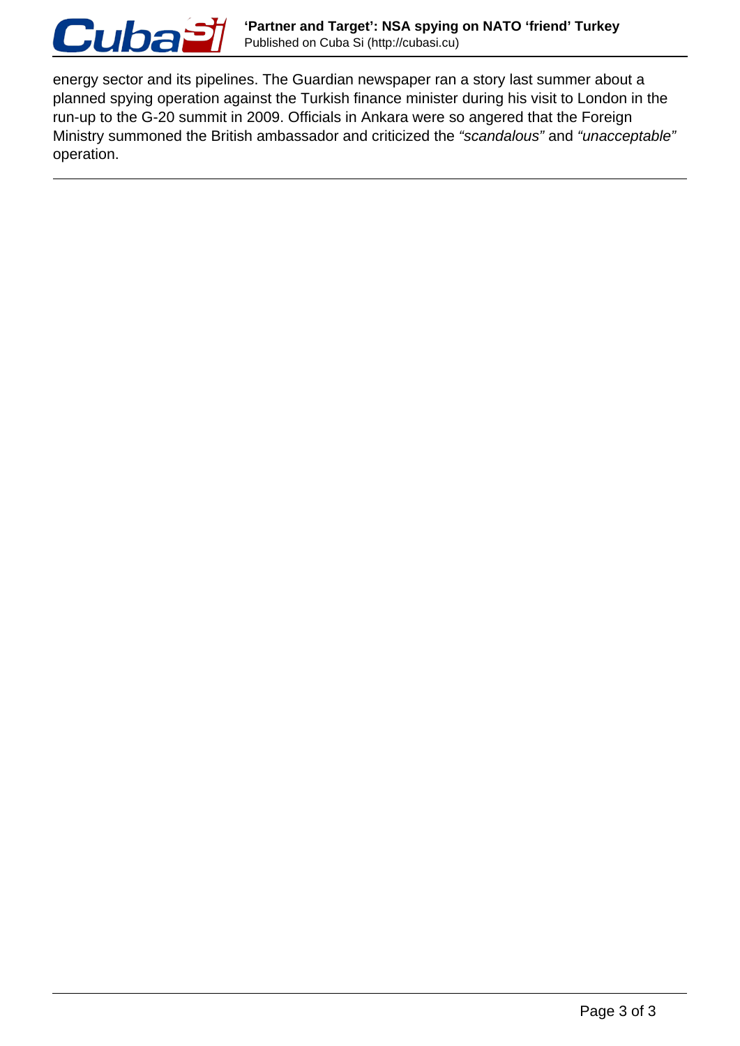energy sector and its pipelines. The Guardian newspaper ran a story last summer about a planned spying operation against the Turkish finance minister during his visit to London in the run-up to the G-20 summit in 2009. Officials in Ankara were so angered that the Foreign Ministry summoned the British ambassador and criticized the *"scandalous"* and *"unacceptable"* operation.